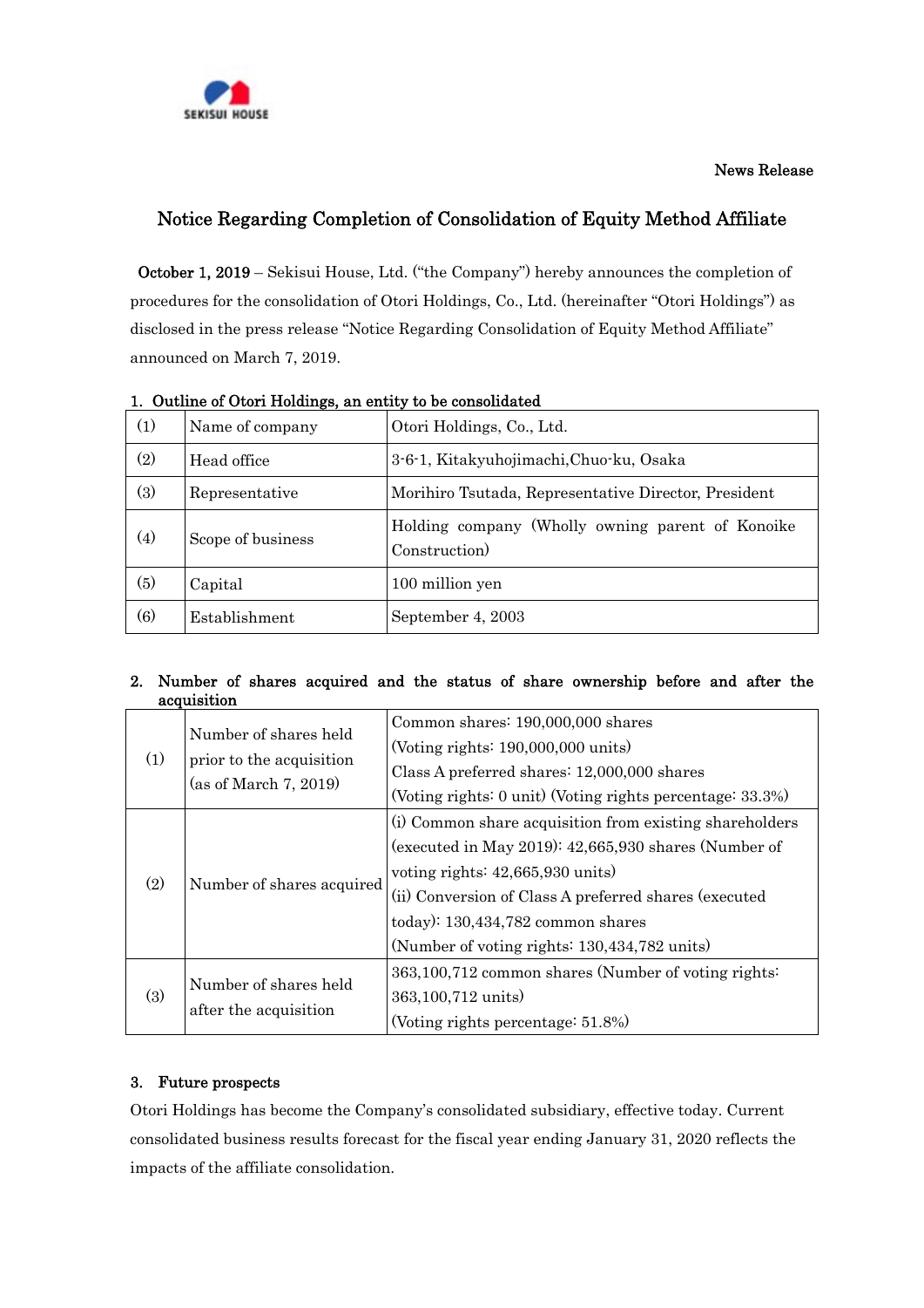SEKISUI HOUSE

News Release

# Notice Regarding Completion of Consolidation of Equity Method Affiliate

**October 1, 2019** – Sekisui House, Ltd. ("the Company") hereby announces the completion of procedures for the consolidation of Otori Holdings, Co., Ltd. (hereinafter "Otori Holdings") as disclosed in the press release "Notice Regarding Consolidation of Equity Method Affiliate" announced on March 7, 2019.

## 1. Outline of Otori Holdings, an entity to be consolidated

| | | |
|---|---|---|
| (1) | Name of company | Otori Holdings, Co., Ltd. |
| (2) | Head office | 3-6-1, Kitakyuhojimachi,Chuo-ku, Osaka |
| (3) | Representative | Morihiro Tsutada, Representative Director, President |
| (4) | Scope of business | Holding company (Wholly owning parent of Konoike Construction) |
| (5) | Capital | 100 million yen |
| (6) | Establishment | September 4, 2003 |

## 2. Number of shares acquired and the status of share ownership before and after the acquisition

| | | |
|---|---|---|
| (1) | Number of shares held prior to the acquisition (as of March 7, 2019) | Common shares: 190,000,000 shares<br>(Voting rights: 190,000,000 units)<br>Class A preferred shares: 12,000,000 shares<br>(Voting rights: 0 unit) (Voting rights percentage: 33.3%) |
| (2) | Number of shares acquired | (i) Common share acquisition from existing shareholders (executed in May 2019): 42,665,930 shares (Number of voting rights: 42,665,930 units)<br>(ii) Conversion of Class A preferred shares (executed today): 130,434,782 common shares<br>(Number of voting rights: 130,434,782 units) |
| (3) | Number of shares held after the acquisition | 363,100,712 common shares (Number of voting rights: 363,100,712 units)<br>(Voting rights percentage: 51.8%) |

## 3. Future prospects

Otori Holdings has become the Company's consolidated subsidiary, effective today. Current consolidated business results forecast for the fiscal year ending January 31, 2020 reflects the impacts of the affiliate consolidation.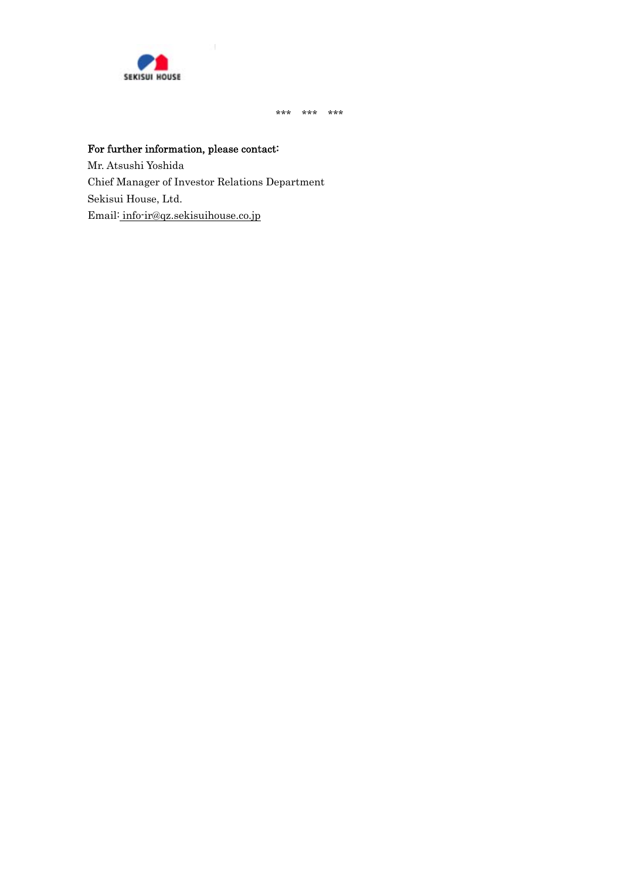\*\*\*　\*\*\*　\*\*\*

**For further information, please contact:**

Mr. Atsushi Yoshida

Chief Manager of Investor Relations Department

Sekisui House, Ltd.

Email: info-ir@qz.sekisuihouse.co.jp